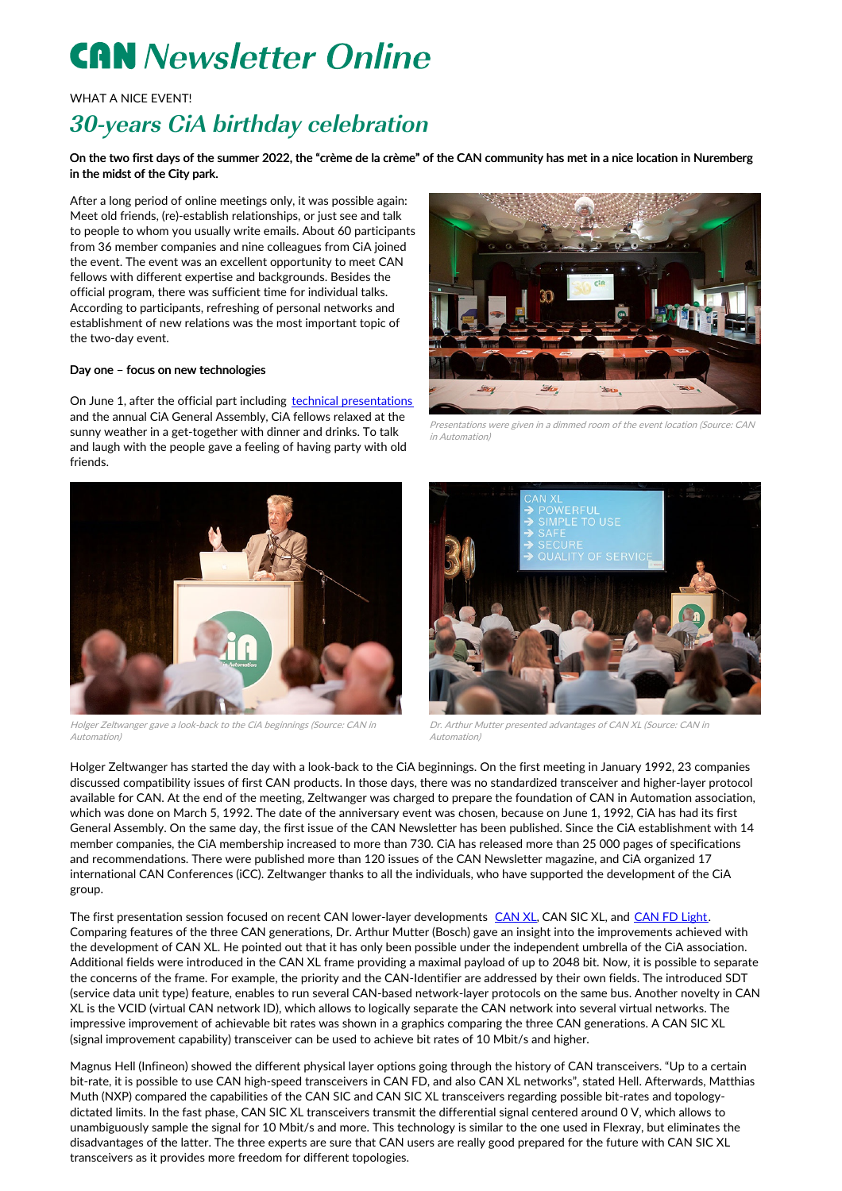# CAN Newsletter Online

WHAT A NICE EVENT!

## 30-years CiA birthday celebration

**On the two first days of the summer 2022, the "crème de la crème" of the CAN community has met in a nice location in Nuremberg in the midst of the City park.**

After a long period of online meetings only, it was possible again: Meet old friends, (re)-establish relationships, or just see and talk to people to whom you usually write emails. About 60 participants from 36 member companies and nine colleagues from CiA joined the event. The event was an excellent opportunity to meet CAN fellows with different expertise and backgrounds. Besides the official program, there was sufficient time for individual talks. According to participants, refreshing of personal networks and establishment of new relations was the most important topic of the two-day event.

*Presentations were given in a dimmed room of the event location (Source: CAN in Automation)*

### Day one – focus on new technologies

On June 1, after the official part including technical presentations and the annual CiA General Assembly, CiA fellows relaxed at the sunny weather in a get-together with dinner and drinks. To talk and laugh with the people gave a feeling of having party with old friends.

*Holger Zeltwanger gave a look-back to the CiA beginnings (Source: CAN in Automation)*

*Dr. Arthur Mutter presented advantages of CAN XL (Source: CAN in Automation)*

Holger Zeltwanger has started the day with a look-back to the CiA beginnings. On the first meeting in January 1992, 23 companies discussed compatibility issues of first CAN products. In those days, there was no standardized transceiver and higher-layer protocol available for CAN. At the end of the meeting, Zeltwanger was charged to prepare the foundation of CAN in Automation association, which was done on March 5, 1992. The date of the anniversary event was chosen, because on June 1, 1992, CiA has had its first General Assembly. On the same day, the first issue of the CAN Newsletter has been published. Since the CiA establishment with 14 member companies, the CiA membership increased to more than 730. CiA has released more than 25 000 pages of specifications and recommendations. There were published more than 120 issues of the CAN Newsletter magazine, and CiA organized 17 international CAN Conferences (iCC). Zeltwanger thanks to all the individuals, who have supported the development of the CiA group.

The first presentation session focused on recent CAN lower-layer developments CAN XL, CAN SIC XL, and CAN FD Light. Comparing features of the three CAN generations, Dr. Arthur Mutter (Bosch) gave an insight into the improvements achieved with the development of CAN XL. He pointed out that it has only been possible under the independent umbrella of the CiA association. Additional fields were introduced in the CAN XL frame providing a maximal payload of up to 2048 bit. Now, it is possible to separate the concerns of the frame. For example, the priority and the CAN-Identifier are addressed by their own fields. The introduced SDT (service data unit type) feature, enables to run several CAN-based network-layer protocols on the same bus. Another novelty in CAN XL is the VCID (virtual CAN network ID), which allows to logically separate the CAN network into several virtual networks. The impressive improvement of achievable bit rates was shown in a graphics comparing the three CAN generations. A CAN SIC XL (signal improvement capability) transceiver can be used to achieve bit rates of 10 Mbit/s and higher.

Magnus Hell (Infineon) showed the different physical layer options going through the history of CAN transceivers. "Up to a certain bit-rate, it is possible to use CAN high-speed transceivers in CAN FD, and also CAN XL networks", stated Hell. Afterwards, Matthias Muth (NXP) compared the capabilities of the CAN SIC and CAN SIC XL transceivers regarding possible bit-rates and topology-dictated limits. In the fast phase, CAN SIC XL transceivers transmit the differential signal centered around 0 V, which allows to unambiguously sample the signal for 10 Mbit/s and more. This technology is similar to the one used in Flexray, but eliminates the disadvantages of the latter. The three experts are sure that CAN users are really good prepared for the future with CAN SIC XL transceivers as it provides more freedom for different topologies.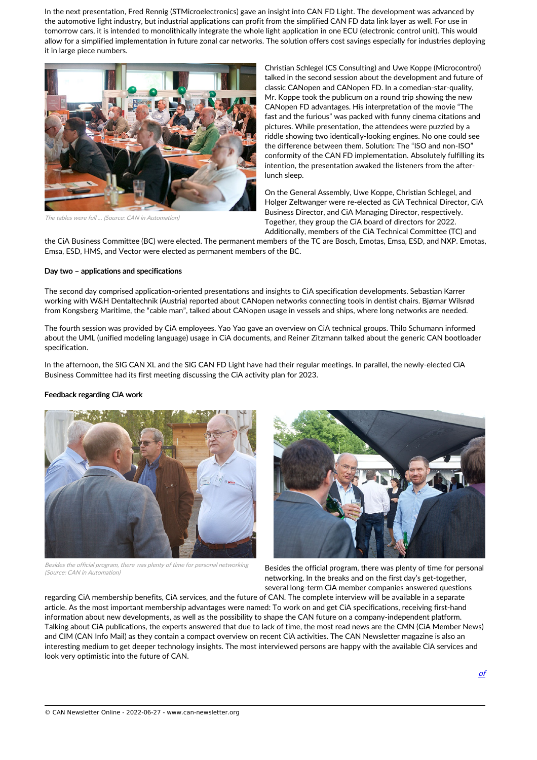In the next presentation, Fred Rennig (STMicroelectronics) gave an insight into CAN FD Light. The development was advanced by the automotive light industry, but industrial applications can profit from the simplified CAN FD data link layer as well. For use in tomorrow cars, it is intended to monolithically integrate the whole light application in one ECU (electronic control unit). This would allow for a simplified implementation in future zonal car networks. The solution offers cost savings especially for industries deploying it in large piece numbers.

*The tables were full ... (Source: CAN in Automation)*

Christian Schlegel (CS Consulting) and Uwe Koppe (Microcontrol) talked in the second session about the development and future of classic CANopen and CANopen FD. In a comedian-star-quality, Mr. Koppe took the publicum on a round trip showing the new CANopen FD advantages. His interpretation of the movie "The fast and the furious" was packed with funny cinema citations and pictures. While presentation, the attendees were puzzled by a riddle showing two identically-looking engines. No one could see the difference between them. Solution: The "ISO and non-ISO" conformity of the CAN FD implementation. Absolutely fulfilling its intention, the presentation awaked the listeners from the after-lunch sleep.

On the General Assembly, Uwe Koppe, Christian Schlegel, and Holger Zeltwanger were re-elected as CiA Technical Director, CiA Business Director, and CiA Managing Director, respectively. Together, they group the CiA board of directors for 2022. Additionally, members of the CiA Technical Committee (TC) and the CiA Business Committee (BC) were elected. The permanent members of the TC are Bosch, Emotas, Emsa, ESD, and NXP. Emotas, Emsa, ESD, HMS, and Vector were elected as permanent members of the BC.

**Day two – applications and specifications**

The second day comprised application-oriented presentations and insights to CiA specification developments. Sebastian Karrer working with W&H Dentaltechnik (Austria) reported about CANopen networks connecting tools in dentist chairs. Bjørnar Wilsrød from Kongsberg Maritime, the "cable man", talked about CANopen usage in vessels and ships, where long networks are needed.

The fourth session was provided by CiA employees. Yao Yao gave an overview on CiA technical groups. Thilo Schumann informed about the UML (unified modeling language) usage in CiA documents, and Reiner Zitzmann talked about the generic CAN bootloader specification.

In the afternoon, the SIG CAN XL and the SIG CAN FD Light have had their regular meetings. In parallel, the newly-elected CiA Business Committee had its first meeting discussing the CiA activity plan for 2023.

**Feedback regarding CiA work**

*Besides the official program, there was plenty of time for personal networking (Source: CAN in Automation)*

Besides the official program, there was plenty of time for personal networking. In the breaks and on the first day's get-together, several long-term CiA member companies answered questions regarding CiA membership benefits, CiA services, and the future of CAN. The complete interview will be available in a separate article. As the most important membership advantages were named: To work on and get CiA specifications, receiving first-hand information about new developments, as well as the possibility to shape the CAN future on a company-independent platform. Talking about CiA publications, the experts answered that due to lack of time, the most read news are the CMN (CiA Member News) and CIM (CAN Info Mail) as they contain a compact overview on recent CiA activities. The CAN Newsletter magazine is also an interesting medium to get deeper technology insights. The most interviewed persons are happy with the available CiA services and look very optimistic into the future of CAN.

*of*